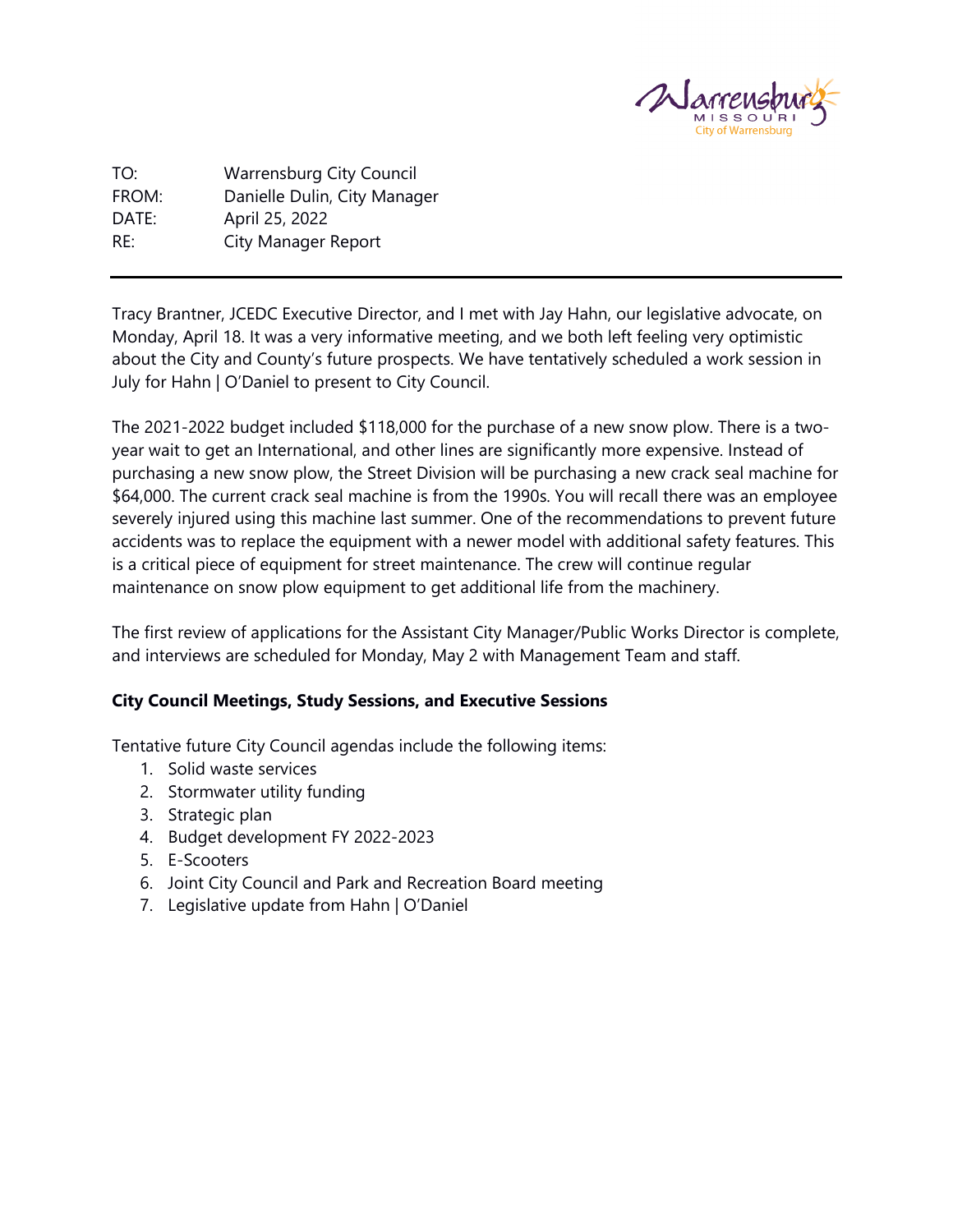TO: Warrensburg City Council
FROM: Danielle Dulin, City Manager
DATE: April 25, 2022
RE: City Manager Report

---

Tracy Brantner, JCEDC Executive Director, and I met with Jay Hahn, our legislative advocate, on Monday, April 18. It was a very informative meeting, and we both left feeling very optimistic about the City and County's future prospects. We have tentatively scheduled a work session in July for Hahn | O'Daniel to present to City Council.

The 2021-2022 budget included $118,000 for the purchase of a new snow plow. There is a two-year wait to get an International, and other lines are significantly more expensive. Instead of purchasing a new snow plow, the Street Division will be purchasing a new crack seal machine for $64,000. The current crack seal machine is from the 1990s. You will recall there was an employee severely injured using this machine last summer. One of the recommendations to prevent future accidents was to replace the equipment with a newer model with additional safety features. This is a critical piece of equipment for street maintenance. The crew will continue regular maintenance on snow plow equipment to get additional life from the machinery.

The first review of applications for the Assistant City Manager/Public Works Director is complete, and interviews are scheduled for Monday, May 2 with Management Team and staff.

**City Council Meetings, Study Sessions, and Executive Sessions**

Tentative future City Council agendas include the following items:

1. Solid waste services
2. Stormwater utility funding
3. Strategic plan
4. Budget development FY 2022-2023
5. E-Scooters
6. Joint City Council and Park and Recreation Board meeting
7. Legislative update from Hahn | O'Daniel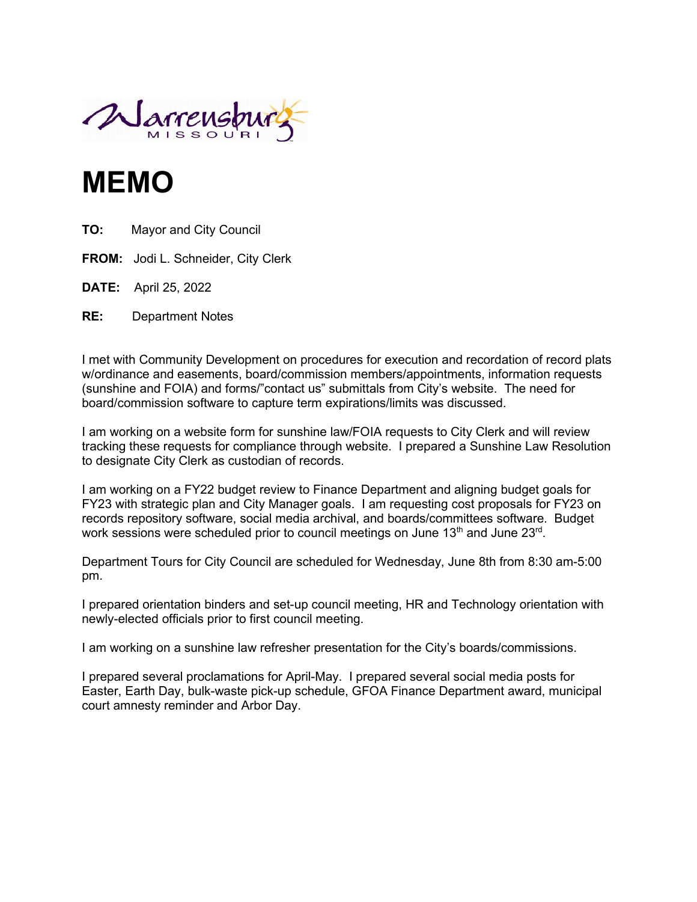Warrensburg MISSOURI

# MEMO

**TO:** Mayor and City Council

**FROM:** Jodi L. Schneider, City Clerk

**DATE:** April 25, 2022

**RE:** Department Notes

I met with Community Development on procedures for execution and recordation of record plats w/ordinance and easements, board/commission members/appointments, information requests (sunshine and FOIA) and forms/"contact us" submittals from City's website. The need for board/commission software to capture term expirations/limits was discussed.

I am working on a website form for sunshine law/FOIA requests to City Clerk and will review tracking these requests for compliance through website. I prepared a Sunshine Law Resolution to designate City Clerk as custodian of records.

I am working on a FY22 budget review to Finance Department and aligning budget goals for FY23 with strategic plan and City Manager goals. I am requesting cost proposals for FY23 on records repository software, social media archival, and boards/committees software. Budget work sessions were scheduled prior to council meetings on June 13th and June 23rd.

Department Tours for City Council are scheduled for Wednesday, June 8th from 8:30 am-5:00 pm.

I prepared orientation binders and set-up council meeting, HR and Technology orientation with newly-elected officials prior to first council meeting.

I am working on a sunshine law refresher presentation for the City's boards/commissions.

I prepared several proclamations for April-May. I prepared several social media posts for Easter, Earth Day, bulk-waste pick-up schedule, GFOA Finance Department award, municipal court amnesty reminder and Arbor Day.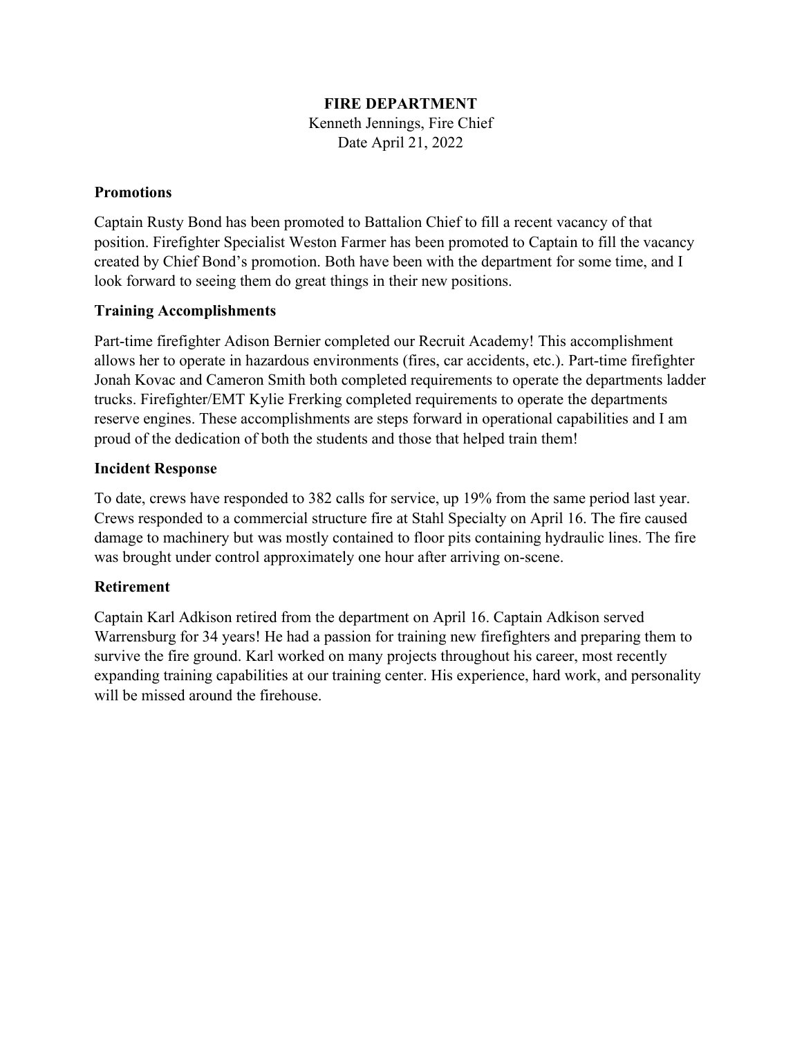**FIRE DEPARTMENT**

Kenneth Jennings, Fire Chief

Date April 21, 2022

### Promotions

Captain Rusty Bond has been promoted to Battalion Chief to fill a recent vacancy of that position. Firefighter Specialist Weston Farmer has been promoted to Captain to fill the vacancy created by Chief Bond's promotion. Both have been with the department for some time, and I look forward to seeing them do great things in their new positions.

### Training Accomplishments

Part-time firefighter Adison Bernier completed our Recruit Academy! This accomplishment allows her to operate in hazardous environments (fires, car accidents, etc.). Part-time firefighter Jonah Kovac and Cameron Smith both completed requirements to operate the departments ladder trucks. Firefighter/EMT Kylie Frerking completed requirements to operate the departments reserve engines. These accomplishments are steps forward in operational capabilities and I am proud of the dedication of both the students and those that helped train them!

### Incident Response

To date, crews have responded to 382 calls for service, up 19% from the same period last year. Crews responded to a commercial structure fire at Stahl Specialty on April 16. The fire caused damage to machinery but was mostly contained to floor pits containing hydraulic lines. The fire was brought under control approximately one hour after arriving on-scene.

### Retirement

Captain Karl Adkison retired from the department on April 16. Captain Adkison served Warrensburg for 34 years! He had a passion for training new firefighters and preparing them to survive the fire ground. Karl worked on many projects throughout his career, most recently expanding training capabilities at our training center. His experience, hard work, and personality will be missed around the firehouse.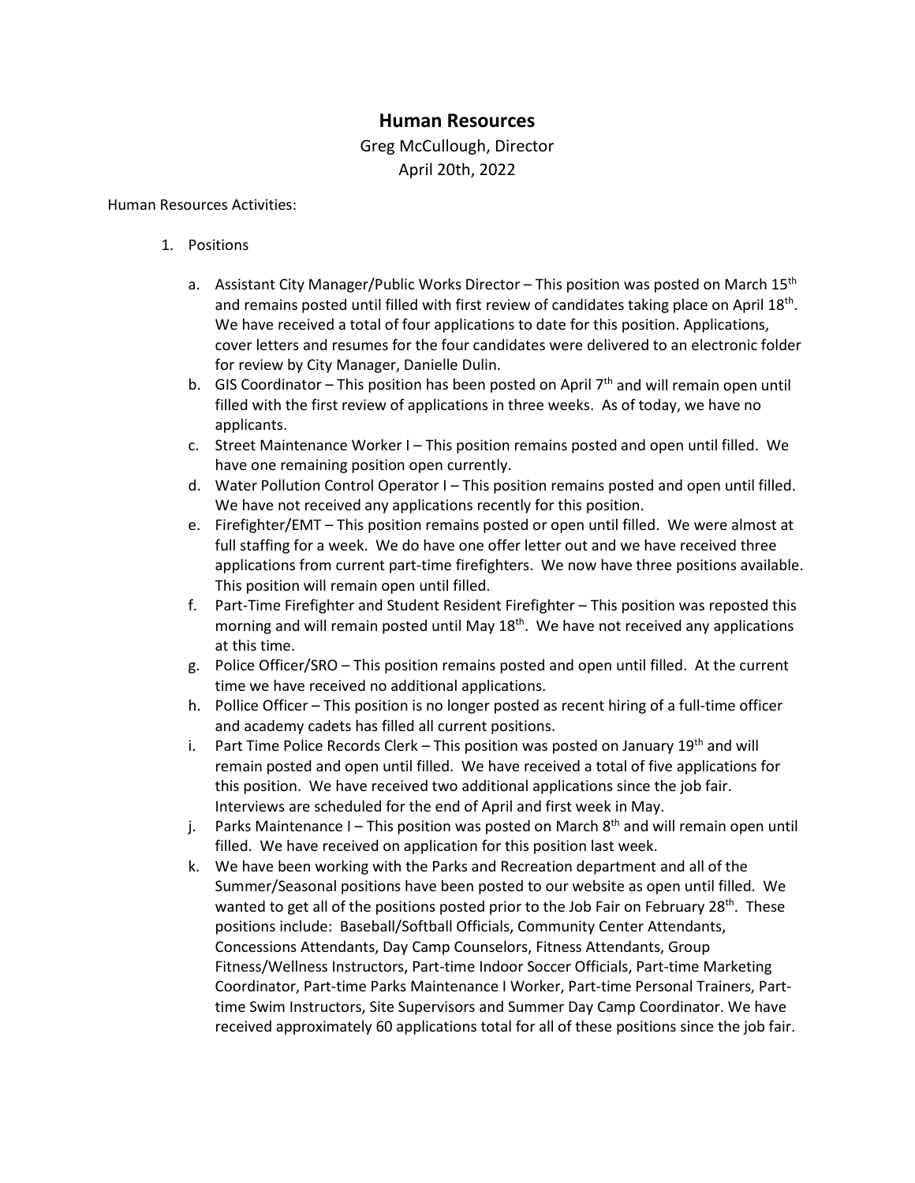# Human Resources

Greg McCullough, Director

April 20th, 2022

Human Resources Activities:

1. Positions

   a. Assistant City Manager/Public Works Director – This position was posted on March 15th and remains posted until filled with first review of candidates taking place on April 18th. We have received a total of four applications to date for this position. Applications, cover letters and resumes for the four candidates were delivered to an electronic folder for review by City Manager, Danielle Dulin.

   b. GIS Coordinator – This position has been posted on April 7th and will remain open until filled with the first review of applications in three weeks. As of today, we have no applicants.

   c. Street Maintenance Worker I – This position remains posted and open until filled. We have one remaining position open currently.

   d. Water Pollution Control Operator I – This position remains posted and open until filled. We have not received any applications recently for this position.

   e. Firefighter/EMT – This position remains posted or open until filled. We were almost at full staffing for a week. We do have one offer letter out and we have received three applications from current part-time firefighters. We now have three positions available. This position will remain open until filled.

   f. Part-Time Firefighter and Student Resident Firefighter – This position was reposted this morning and will remain posted until May 18th. We have not received any applications at this time.

   g. Police Officer/SRO – This position remains posted and open until filled. At the current time we have received no additional applications.

   h. Pollice Officer – This position is no longer posted as recent hiring of a full-time officer and academy cadets has filled all current positions.

   i. Part Time Police Records Clerk – This position was posted on January 19th and will remain posted and open until filled. We have received a total of five applications for this position. We have received two additional applications since the job fair. Interviews are scheduled for the end of April and first week in May.

   j. Parks Maintenance I – This position was posted on March 8th and will remain open until filled. We have received on application for this position last week.

   k. We have been working with the Parks and Recreation department and all of the Summer/Seasonal positions have been posted to our website as open until filled. We wanted to get all of the positions posted prior to the Job Fair on February 28th. These positions include: Baseball/Softball Officials, Community Center Attendants, Concessions Attendants, Day Camp Counselors, Fitness Attendants, Group Fitness/Wellness Instructors, Part-time Indoor Soccer Officials, Part-time Marketing Coordinator, Part-time Parks Maintenance I Worker, Part-time Personal Trainers, Part-time Swim Instructors, Site Supervisors and Summer Day Camp Coordinator. We have received approximately 60 applications total for all of these positions since the job fair.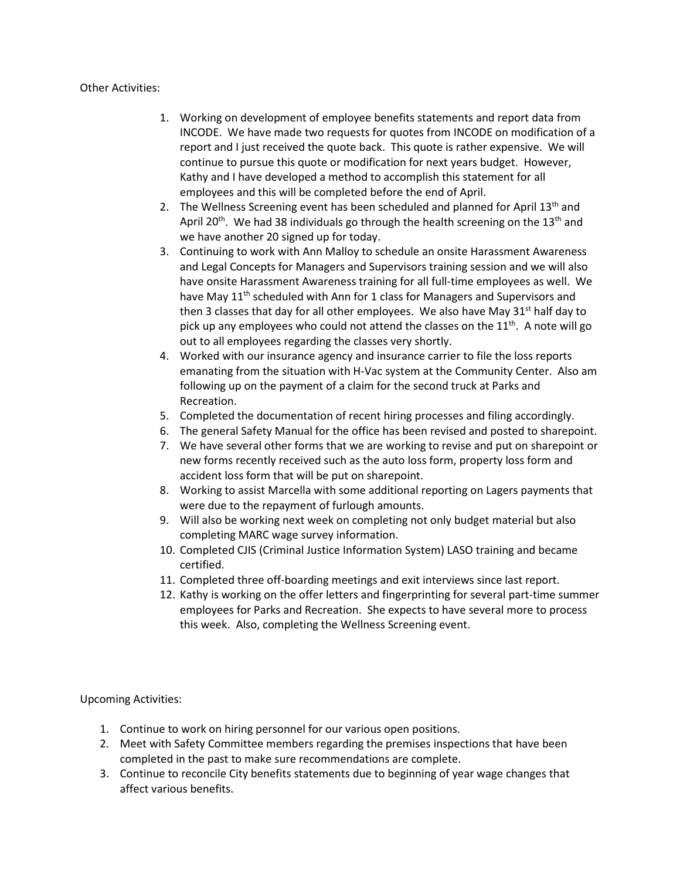Other Activities:

1. Working on development of employee benefits statements and report data from INCODE. We have made two requests for quotes from INCODE on modification of a report and I just received the quote back. This quote is rather expensive. We will continue to pursue this quote or modification for next years budget. However, Kathy and I have developed a method to accomplish this statement for all employees and this will be completed before the end of April.
2. The Wellness Screening event has been scheduled and planned for April 13th and April 20th. We had 38 individuals go through the health screening on the 13th and we have another 20 signed up for today.
3. Continuing to work with Ann Malloy to schedule an onsite Harassment Awareness and Legal Concepts for Managers and Supervisors training session and we will also have onsite Harassment Awareness training for all full-time employees as well. We have May 11th scheduled with Ann for 1 class for Managers and Supervisors and then 3 classes that day for all other employees. We also have May 31st half day to pick up any employees who could not attend the classes on the 11th. A note will go out to all employees regarding the classes very shortly.
4. Worked with our insurance agency and insurance carrier to file the loss reports emanating from the situation with H-Vac system at the Community Center. Also am following up on the payment of a claim for the second truck at Parks and Recreation.
5. Completed the documentation of recent hiring processes and filing accordingly.
6. The general Safety Manual for the office has been revised and posted to sharepoint.
7. We have several other forms that we are working to revise and put on sharepoint or new forms recently received such as the auto loss form, property loss form and accident loss form that will be put on sharepoint.
8. Working to assist Marcella with some additional reporting on Lagers payments that were due to the repayment of furlough amounts.
9. Will also be working next week on completing not only budget material but also completing MARC wage survey information.
10. Completed CJIS (Criminal Justice Information System) LASO training and became certified.
11. Completed three off-boarding meetings and exit interviews since last report.
12. Kathy is working on the offer letters and fingerprinting for several part-time summer employees for Parks and Recreation. She expects to have several more to process this week. Also, completing the Wellness Screening event.

Upcoming Activities:

1. Continue to work on hiring personnel for our various open positions.
2. Meet with Safety Committee members regarding the premises inspections that have been completed in the past to make sure recommendations are complete.
3. Continue to reconcile City benefits statements due to beginning of year wage changes that affect various benefits.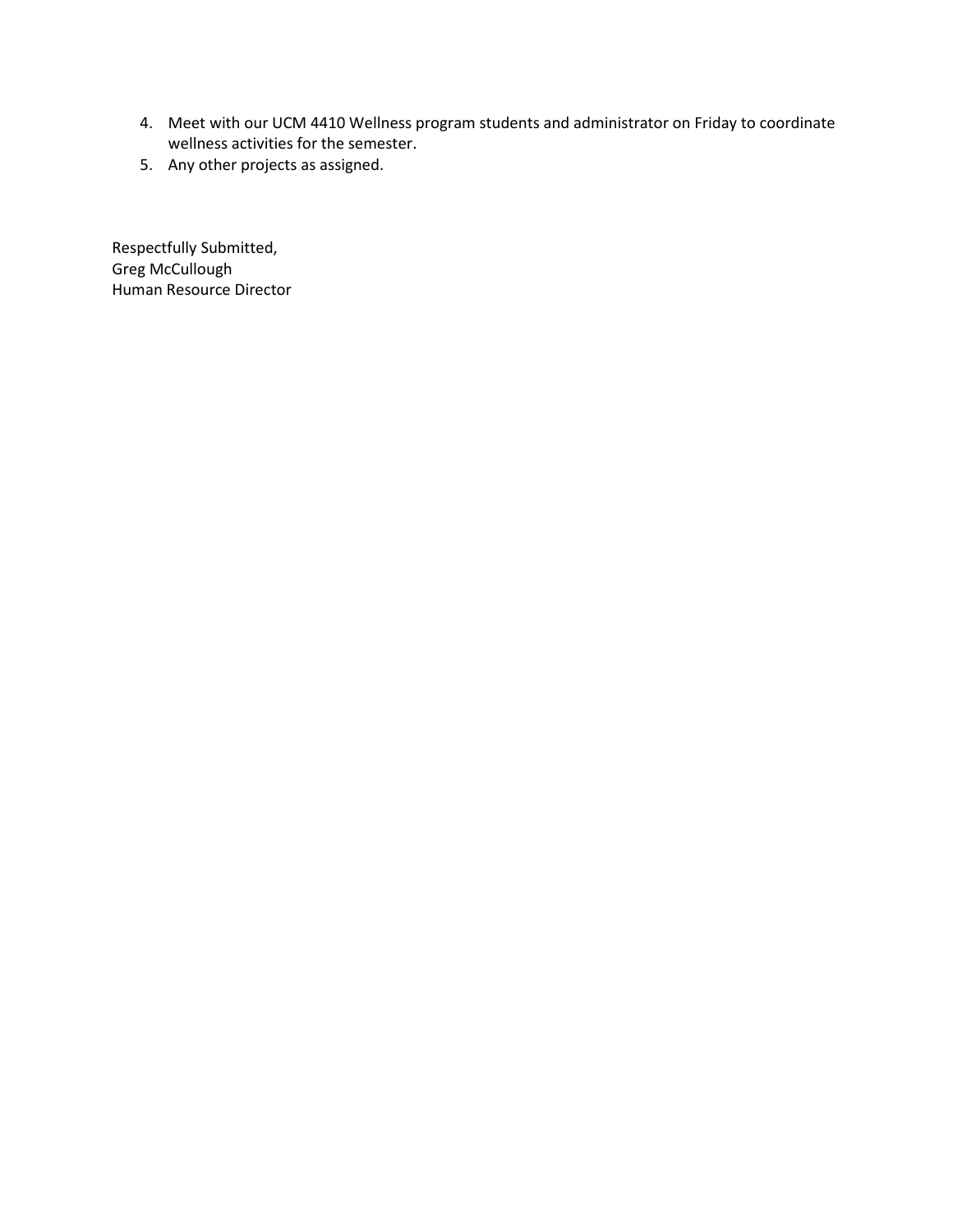4. Meet with our UCM 4410 Wellness program students and administrator on Friday to coordinate wellness activities for the semester.
5. Any other projects as assigned.

Respectfully Submitted,
Greg McCullough
Human Resource Director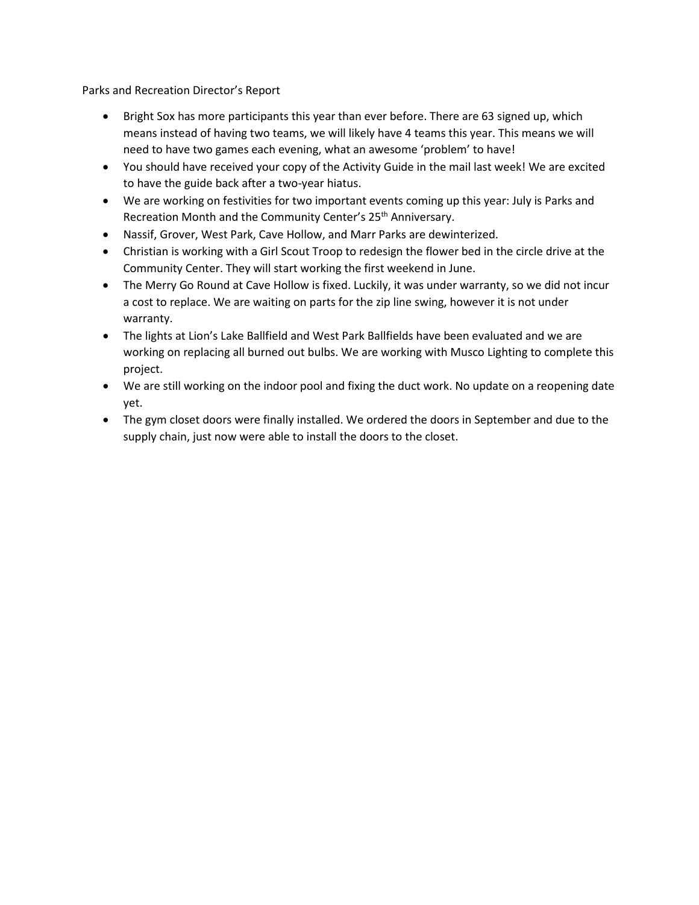Parks and Recreation Director's Report

- Bright Sox has more participants this year than ever before. There are 63 signed up, which means instead of having two teams, we will likely have 4 teams this year. This means we will need to have two games each evening, what an awesome 'problem' to have!
- You should have received your copy of the Activity Guide in the mail last week! We are excited to have the guide back after a two-year hiatus.
- We are working on festivities for two important events coming up this year: July is Parks and Recreation Month and the Community Center's 25th Anniversary.
- Nassif, Grover, West Park, Cave Hollow, and Marr Parks are dewinterized.
- Christian is working with a Girl Scout Troop to redesign the flower bed in the circle drive at the Community Center. They will start working the first weekend in June.
- The Merry Go Round at Cave Hollow is fixed. Luckily, it was under warranty, so we did not incur a cost to replace. We are waiting on parts for the zip line swing, however it is not under warranty.
- The lights at Lion's Lake Ballfield and West Park Ballfields have been evaluated and we are working on replacing all burned out bulbs. We are working with Musco Lighting to complete this project.
- We are still working on the indoor pool and fixing the duct work. No update on a reopening date yet.
- The gym closet doors were finally installed. We ordered the doors in September and due to the supply chain, just now were able to install the doors to the closet.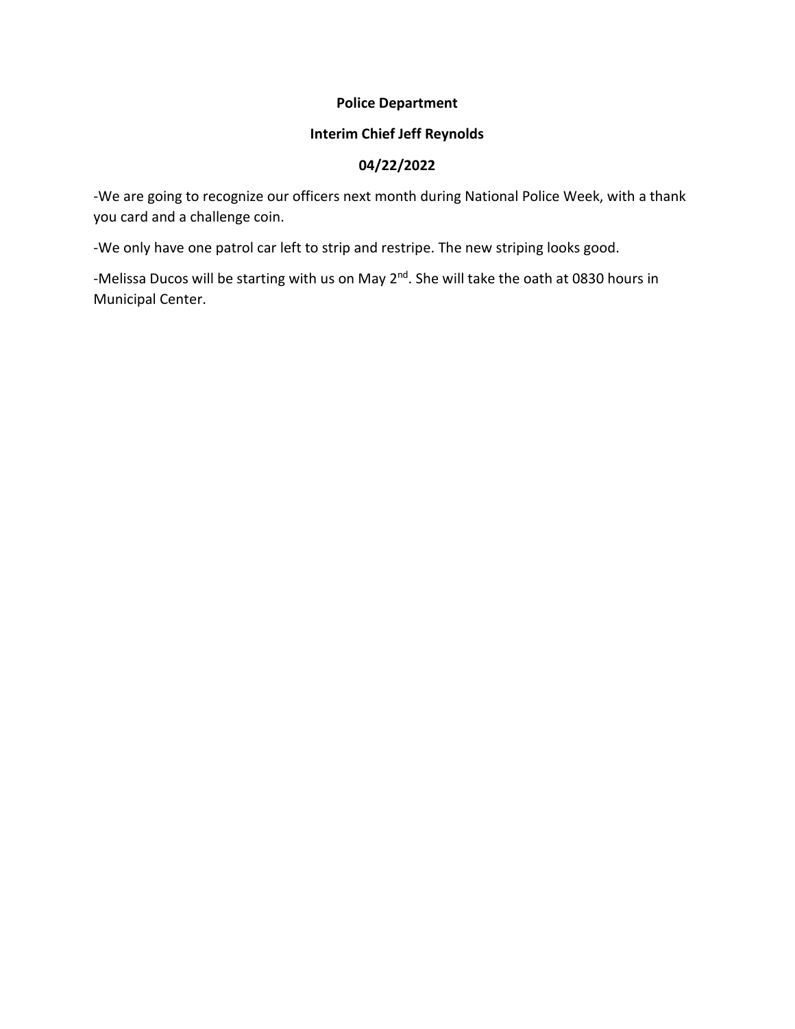**Police Department**

**Interim Chief Jeff Reynolds**

**04/22/2022**

-We are going to recognize our officers next month during National Police Week, with a thank you card and a challenge coin.

-We only have one patrol car left to strip and restripe. The new striping looks good.

-Melissa Ducos will be starting with us on May 2nd. She will take the oath at 0830 hours in Municipal Center.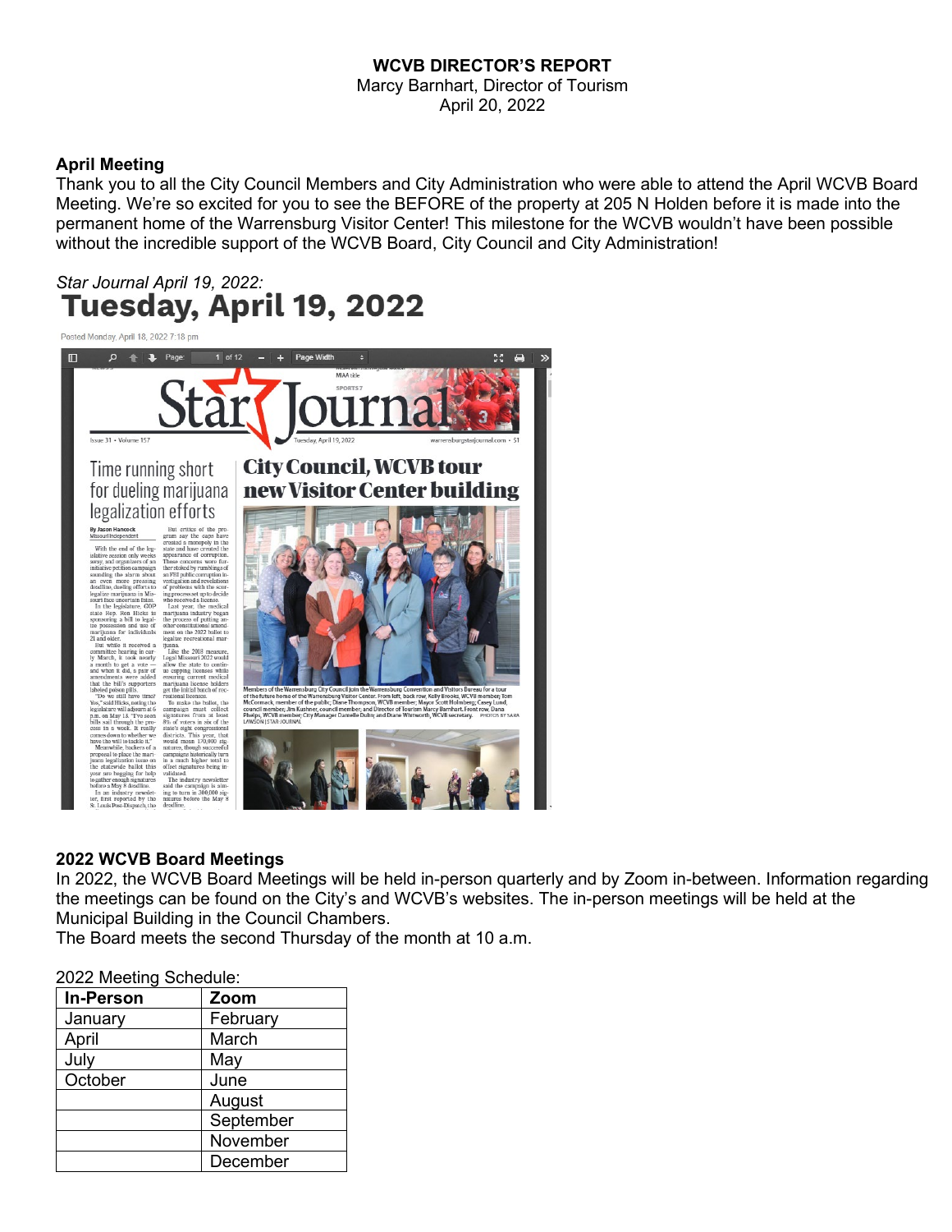**WCVB DIRECTOR'S REPORT**
Marcy Barnhart, Director of Tourism
April 20, 2022

**April Meeting**

Thank you to all the City Council Members and City Administration who were able to attend the April WCVB Board Meeting. We're so excited for you to see the BEFORE of the property at 205 N Holden before it is made into the permanent home of the Warrensburg Visitor Center! This milestone for the WCVB wouldn't have been possible without the incredible support of the WCVB Board, City Council and City Administration!

*Star Journal April 19, 2022:*

**Tuesday, April 19, 2022**

Posted Monday, April 18, 2022 7:18 pm

**2022 WCVB Board Meetings**

In 2022, the WCVB Board Meetings will be held in-person quarterly and by Zoom in-between. Information regarding the meetings can be found on the City's and WCVB's websites. The in-person meetings will be held at the Municipal Building in the Council Chambers.
The Board meets the second Thursday of the month at 10 a.m.

2022 Meeting Schedule:

| In-Person | Zoom |
|---|---|
| January | February |
| April | March |
| July | May |
| October | June |
| | August |
| | September |
| | November |
| | December |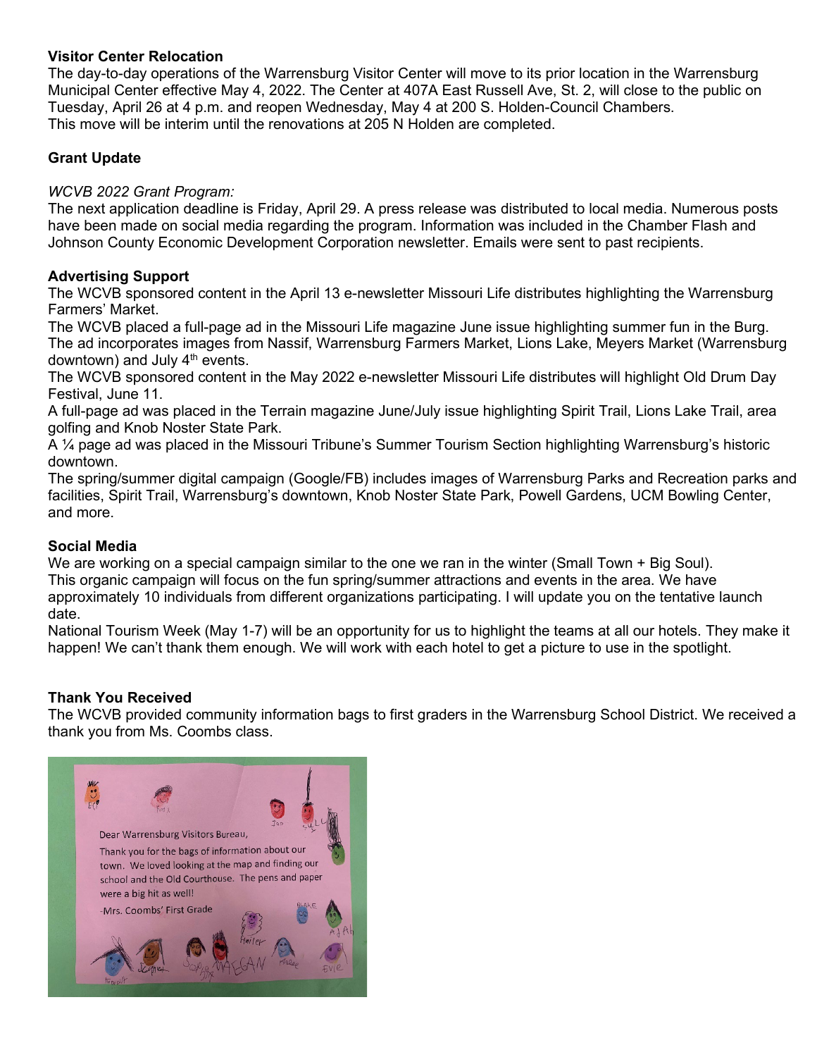**Visitor Center Relocation**

The day-to-day operations of the Warrensburg Visitor Center will move to its prior location in the Warrensburg Municipal Center effective May 4, 2022. The Center at 407A East Russell Ave, St. 2, will close to the public on Tuesday, April 26 at 4 p.m. and reopen Wednesday, May 4 at 200 S. Holden-Council Chambers.
This move will be interim until the renovations at 205 N Holden are completed.

**Grant Update**

*WCVB 2022 Grant Program:*

The next application deadline is Friday, April 29. A press release was distributed to local media. Numerous posts have been made on social media regarding the program. Information was included in the Chamber Flash and Johnson County Economic Development Corporation newsletter. Emails were sent to past recipients.

**Advertising Support**

The WCVB sponsored content in the April 13 e-newsletter Missouri Life distributes highlighting the Warrensburg Farmers' Market.
The WCVB placed a full-page ad in the Missouri Life magazine June issue highlighting summer fun in the Burg. The ad incorporates images from Nassif, Warrensburg Farmers Market, Lions Lake, Meyers Market (Warrensburg downtown) and July 4th events.
The WCVB sponsored content in the May 2022 e-newsletter Missouri Life distributes will highlight Old Drum Day Festival, June 11.
A full-page ad was placed in the Terrain magazine June/July issue highlighting Spirit Trail, Lions Lake Trail, area golfing and Knob Noster State Park.
A ¼ page ad was placed in the Missouri Tribune's Summer Tourism Section highlighting Warrensburg's historic downtown.
The spring/summer digital campaign (Google/FB) includes images of Warrensburg Parks and Recreation parks and facilities, Spirit Trail, Warrensburg's downtown, Knob Noster State Park, Powell Gardens, UCM Bowling Center, and more.

**Social Media**

We are working on a special campaign similar to the one we ran in the winter (Small Town + Big Soul).
This organic campaign will focus on the fun spring/summer attractions and events in the area. We have approximately 10 individuals from different organizations participating. I will update you on the tentative launch date.
National Tourism Week (May 1-7) will be an opportunity for us to highlight the teams at all our hotels. They make it happen! We can't thank them enough. We will work with each hotel to get a picture to use in the spotlight.

**Thank You Received**

The WCVB provided community information bags to first graders in the Warrensburg School District. We received a thank you from Ms. Coombs class.

Dear Warrensburg Visitors Bureau,

Thank you for the bags of information about our town. We loved looking at the map and finding our school and the Old Courthouse. The pens and paper were a big hit as well!

-Mrs. Coombs' First Grade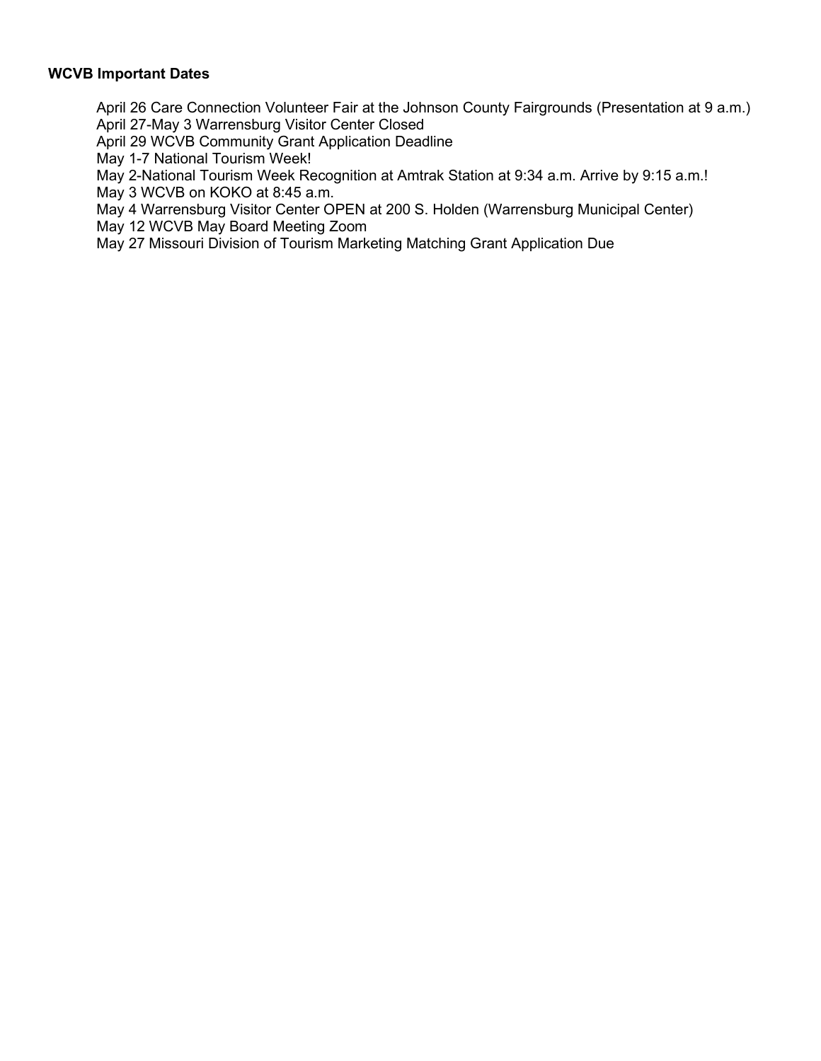**WCVB Important Dates**

April 26 Care Connection Volunteer Fair at the Johnson County Fairgrounds (Presentation at 9 a.m.)
April 27-May 3 Warrensburg Visitor Center Closed
April 29 WCVB Community Grant Application Deadline
May 1-7 National Tourism Week!
May 2-National Tourism Week Recognition at Amtrak Station at 9:34 a.m. Arrive by 9:15 a.m.!
May 3 WCVB on KOKO at 8:45 a.m.
May 4 Warrensburg Visitor Center OPEN at 200 S. Holden (Warrensburg Municipal Center)
May 12 WCVB May Board Meeting Zoom
May 27 Missouri Division of Tourism Marketing Matching Grant Application Due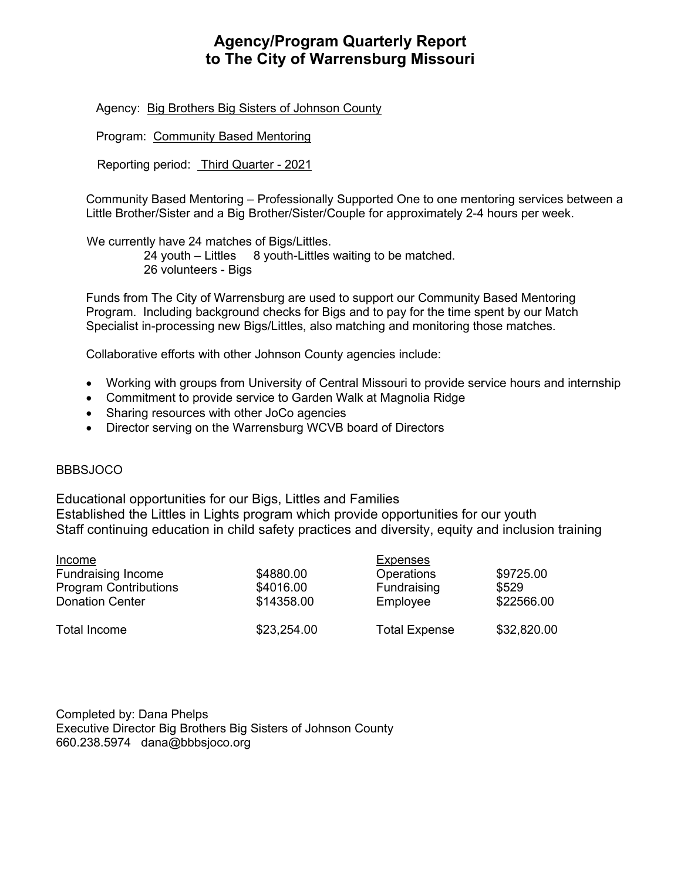# Agency/Program Quarterly Report to The City of Warrensburg Missouri

Agency: Big Brothers Big Sisters of Johnson County

Program: Community Based Mentoring

Reporting period: Third Quarter - 2021

Community Based Mentoring – Professionally Supported One to one mentoring services between a Little Brother/Sister and a Big Brother/Sister/Couple for approximately 2-4 hours per week.

We currently have 24 matches of Bigs/Littles.

24 youth – Littles 8 youth-Littles waiting to be matched.
26 volunteers - Bigs

Funds from The City of Warrensburg are used to support our Community Based Mentoring Program. Including background checks for Bigs and to pay for the time spent by our Match Specialist in-processing new Bigs/Littles, also matching and monitoring those matches.

Collaborative efforts with other Johnson County agencies include:

- Working with groups from University of Central Missouri to provide service hours and internship
- Commitment to provide service to Garden Walk at Magnolia Ridge
- Sharing resources with other JoCo agencies
- Director serving on the Warrensburg WCVB board of Directors

BBBSJOCO

Educational opportunities for our Bigs, Littles and Families
Established the Littles in Lights program which provide opportunities for our youth
Staff continuing education in child safety practices and diversity, equity and inclusion training

| Income | | Expenses | |
|---|---|---|---|
| Fundraising Income | $4880.00 | Operations | $9725.00 |
| Program Contributions | $4016.00 | Fundraising | $529 |
| Donation Center | $14358.00 | Employee | $22566.00 |
| Total Income | $23,254.00 | Total Expense | $32,820.00 |

Completed by: Dana Phelps
Executive Director Big Brothers Big Sisters of Johnson County
660.238.5974 dana@bbbsjoco.org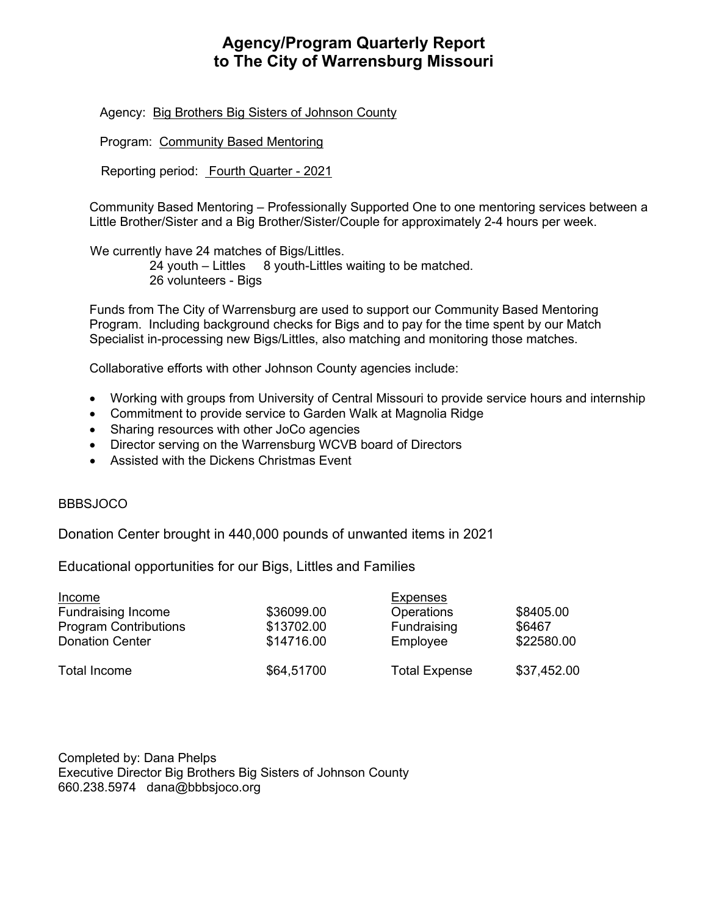# Agency/Program Quarterly Report to The City of Warrensburg Missouri

Agency: Big Brothers Big Sisters of Johnson County

Program: Community Based Mentoring

Reporting period: Fourth Quarter - 2021

Community Based Mentoring – Professionally Supported One to one mentoring services between a Little Brother/Sister and a Big Brother/Sister/Couple for approximately 2-4 hours per week.

We currently have 24 matches of Bigs/Littles.
24 youth – Littles 8 youth-Littles waiting to be matched.
26 volunteers - Bigs

Funds from The City of Warrensburg are used to support our Community Based Mentoring Program. Including background checks for Bigs and to pay for the time spent by our Match Specialist in-processing new Bigs/Littles, also matching and monitoring those matches.

Collaborative efforts with other Johnson County agencies include:

- Working with groups from University of Central Missouri to provide service hours and internship
- Commitment to provide service to Garden Walk at Magnolia Ridge
- Sharing resources with other JoCo agencies
- Director serving on the Warrensburg WCVB board of Directors
- Assisted with the Dickens Christmas Event

BBBSJOCO

Donation Center brought in 440,000 pounds of unwanted items in 2021

Educational opportunities for our Bigs, Littles and Families

| Income | | Expenses | |
|---|---|---|---|
| Fundraising Income | $36099.00 | Operations | $8405.00 |
| Program Contributions | $13702.00 | Fundraising | $6467 |
| Donation Center | $14716.00 | Employee | $22580.00 |
| Total Income | $64,51700 | Total Expense | $37,452.00 |

Completed by: Dana Phelps
Executive Director Big Brothers Big Sisters of Johnson County
660.238.5974 dana@bbbsjoco.org